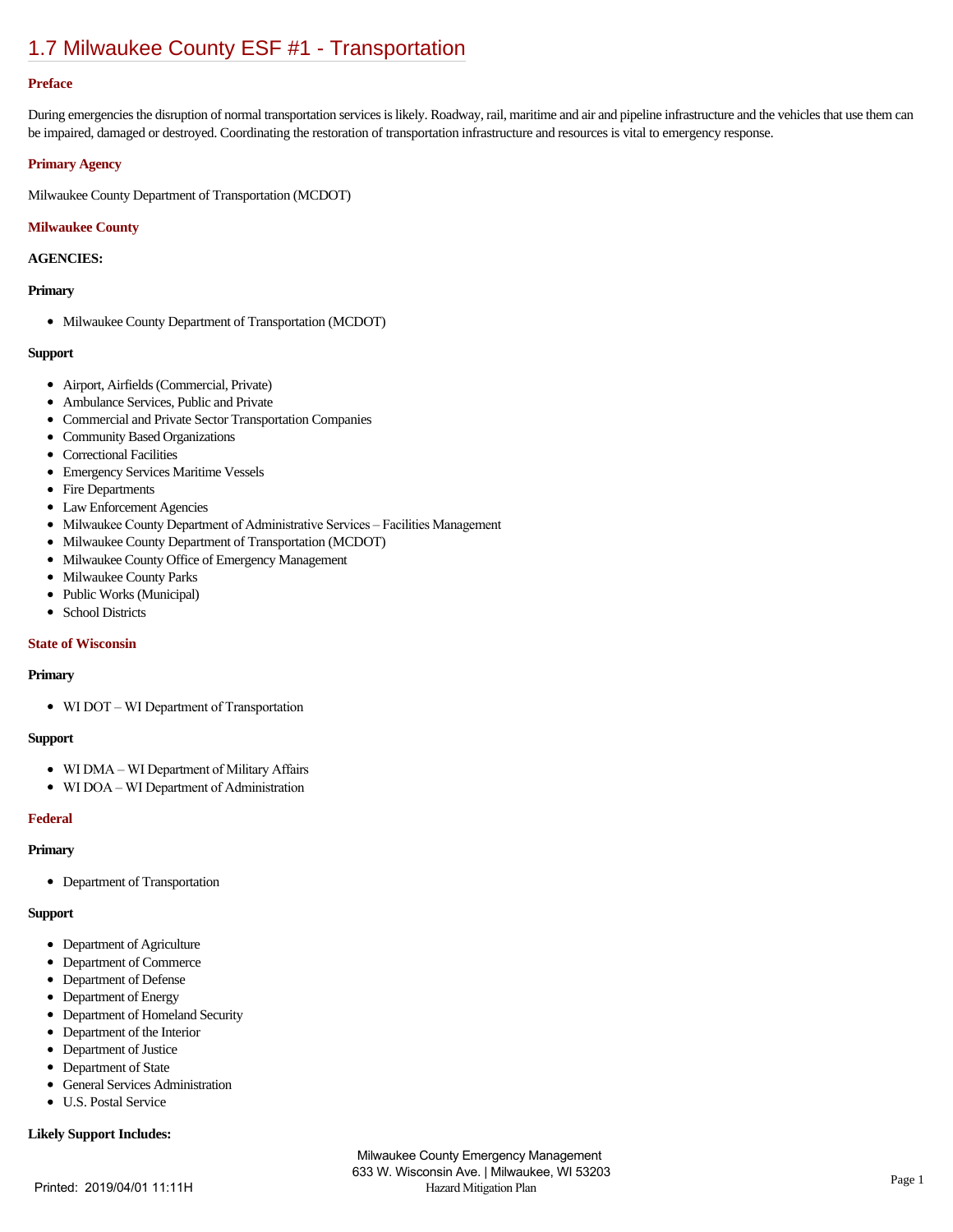# 1.7 Milwaukee County ESF #1 - Transportation

### Preface

During emergencies the disruption of normal transportation services is likely. Roadway, rail, maritime and air and pipeline infrastructure and the vehicles that use them can be impaired, damaged or destroyed. Coordinating the restoration of transportation infrastructure and resources is vital to emergency response.

### Primary Agency

Milwaukee County Department of Transportation (MCDOT)

### Milwaukee County

**AGENCIES:**

**Primary**

- Milwaukee County Department of Transportation (MCDOT)

**Support**

- Airport, Airfields (Commercial, Private)
- Ambulance Services, Public and Private
- Commercial and Private Sector Transportation Companies
- Community Based Organizations
- Correctional Facilities
- Emergency Services Maritime Vessels
- Fire Departments
- Law Enforcement Agencies
- Milwaukee County Department of Administrative Services – Facilities Management
- Milwaukee County Department of Transportation (MCDOT)
- Milwaukee County Office of Emergency Management
- Milwaukee County Parks
- Public Works (Municipal)
- School Districts

### State of Wisconsin

**Primary**

- WI DOT – WI Department of Transportation

**Support**

- WI DMA – WI Department of Military Affairs
- WI DOA – WI Department of Administration

### Federal

**Primary**

- Department of Transportation

**Support**

- Department of Agriculture
- Department of Commerce
- Department of Defense
- Department of Energy
- Department of Homeland Security
- Department of the Interior
- Department of Justice
- Department of State
- General Services Administration
- U.S. Postal Service

**Likely Support Includes:**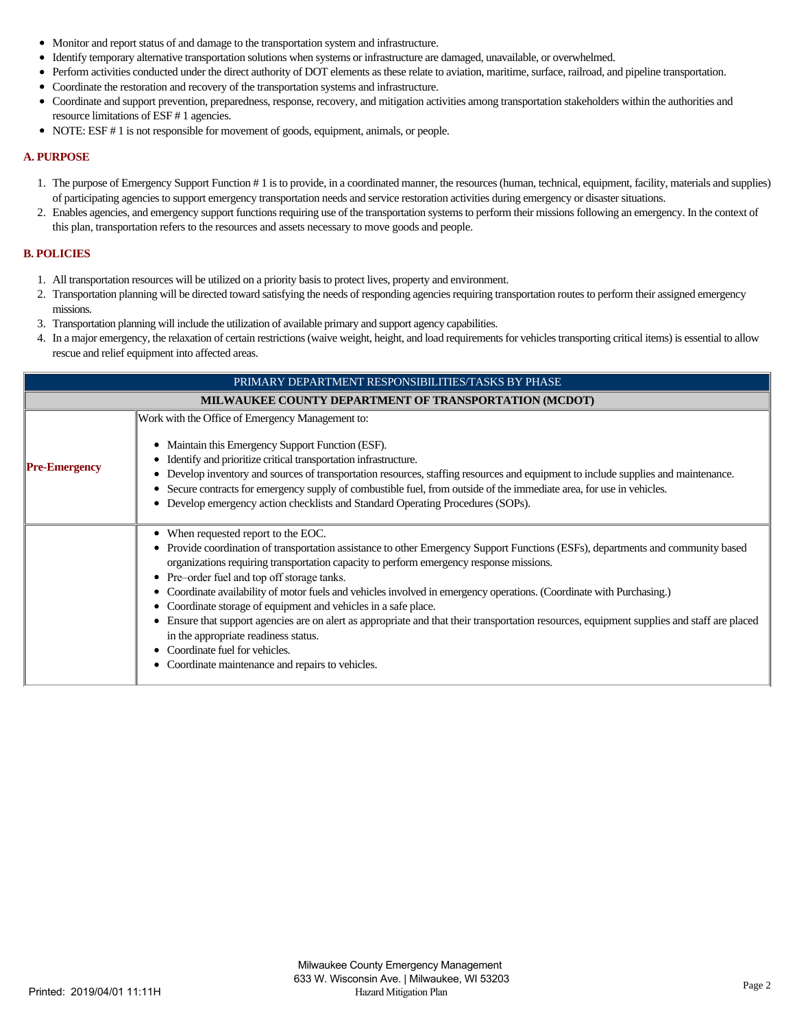- Monitor and report status of and damage to the transportation system and infrastructure.
- Identify temporary alternative transportation solutions when systems or infrastructure are damaged, unavailable, or overwhelmed.
- Perform activities conducted under the direct authority of DOT elements as these relate to aviation, maritime, surface, railroad, and pipeline transportation.
- Coordinate the restoration and recovery of the transportation systems and infrastructure.
- Coordinate and support prevention, preparedness, response, recovery, and mitigation activities among transportation stakeholders within the authorities and resource limitations of ESF # 1 agencies.
- NOTE: ESF # 1 is not responsible for movement of goods, equipment, animals, or people.

### A. PURPOSE

1. The purpose of Emergency Support Function # 1 is to provide, in a coordinated manner, the resources (human, technical, equipment, facility, materials and supplies) of participating agencies to support emergency transportation needs and service restoration activities during emergency or disaster situations.
2. Enables agencies, and emergency support functions requiring use of the transportation systems to perform their missions following an emergency. In the context of this plan, transportation refers to the resources and assets necessary to move goods and people.

### B. POLICIES

1. All transportation resources will be utilized on a priority basis to protect lives, property and environment.
2. Transportation planning will be directed toward satisfying the needs of responding agencies requiring transportation routes to perform their assigned emergency missions.
3. Transportation planning will include the utilization of available primary and support agency capabilities.
4. In a major emergency, the relaxation of certain restrictions (waive weight, height, and load requirements for vehicles transporting critical items) is essential to allow rescue and relief equipment into affected areas.

| PRIMARY DEPARTMENT RESPONSIBILITIES/TASKS BY PHASE | |
|---|---|
| **MILWAUKEE COUNTY DEPARTMENT OF TRANSPORTATION (MCDOT)** | |
| **Pre-Emergency** | Work with the Office of Emergency Management to:<br>• Maintain this Emergency Support Function (ESF).<br>• Identify and prioritize critical transportation infrastructure.<br>• Develop inventory and sources of transportation resources, staffing resources and equipment to include supplies and maintenance.<br>• Secure contracts for emergency supply of combustible fuel, from outside of the immediate area, for use in vehicles.<br>• Develop emergency action checklists and Standard Operating Procedures (SOPs). |
| | • When requested report to the EOC.<br>• Provide coordination of transportation assistance to other Emergency Support Functions (ESFs), departments and community based organizations requiring transportation capacity to perform emergency response missions.<br>• Pre–order fuel and top off storage tanks.<br>• Coordinate availability of motor fuels and vehicles involved in emergency operations. (Coordinate with Purchasing.)<br>• Coordinate storage of equipment and vehicles in a safe place.<br>• Ensure that support agencies are on alert as appropriate and that their transportation resources, equipment supplies and staff are placed in the appropriate readiness status.<br>• Coordinate fuel for vehicles.<br>• Coordinate maintenance and repairs to vehicles. |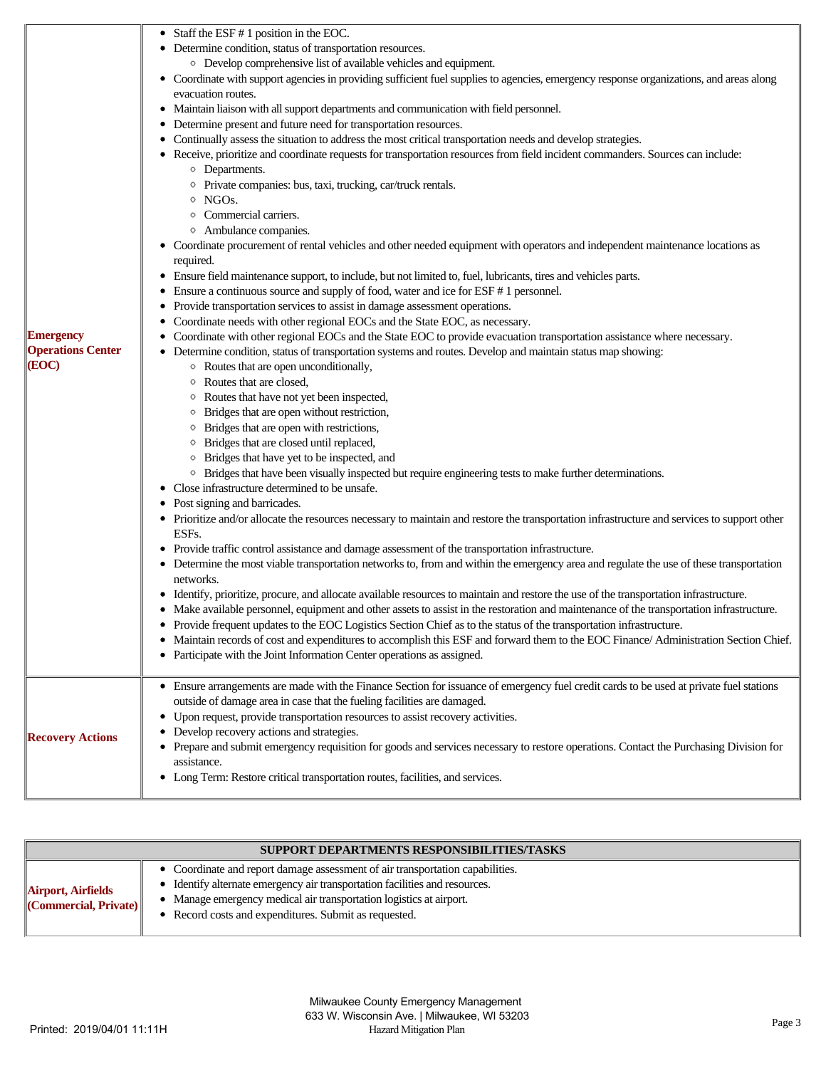| | |
|---|---|
| **Emergency Operations Center (EOC)** | • Staff the ESF # 1 position in the EOC.<br>• Determine condition, status of transportation resources.<br>  ◦ Develop comprehensive list of available vehicles and equipment.<br>• Coordinate with support agencies in providing sufficient fuel supplies to agencies, emergency response organizations, and areas along evacuation routes.<br>• Maintain liaison with all support departments and communication with field personnel.<br>• Determine present and future need for transportation resources.<br>• Continually assess the situation to address the most critical transportation needs and develop strategies.<br>• Receive, prioritize and coordinate requests for transportation resources from field incident commanders. Sources can include:<br>  ◦ Departments.<br>  ◦ Private companies: bus, taxi, trucking, car/truck rentals.<br>  ◦ NGOs.<br>  ◦ Commercial carriers.<br>  ◦ Ambulance companies.<br>• Coordinate procurement of rental vehicles and other needed equipment with operators and independent maintenance locations as required.<br>• Ensure field maintenance support, to include, but not limited to, fuel, lubricants, tires and vehicles parts.<br>• Ensure a continuous source and supply of food, water and ice for ESF # 1 personnel.<br>• Provide transportation services to assist in damage assessment operations.<br>• Coordinate needs with other regional EOCs and the State EOC, as necessary.<br>• Coordinate with other regional EOCs and the State EOC to provide evacuation transportation assistance where necessary.<br>• Determine condition, status of transportation systems and routes. Develop and maintain status map showing:<br>  ◦ Routes that are open unconditionally,<br>  ◦ Routes that are closed,<br>  ◦ Routes that have not yet been inspected,<br>  ◦ Bridges that are open without restriction,<br>  ◦ Bridges that are open with restrictions,<br>  ◦ Bridges that are closed until replaced,<br>  ◦ Bridges that have yet to be inspected, and<br>  ◦ Bridges that have been visually inspected but require engineering tests to make further determinations.<br>• Close infrastructure determined to be unsafe.<br>• Post signing and barricades.<br>• Prioritize and/or allocate the resources necessary to maintain and restore the transportation infrastructure and services to support other ESFs.<br>• Provide traffic control assistance and damage assessment of the transportation infrastructure.<br>• Determine the most viable transportation networks to, from and within the emergency area and regulate the use of these transportation networks.<br>• Identify, prioritize, procure, and allocate available resources to maintain and restore the use of the transportation infrastructure.<br>• Make available personnel, equipment and other assets to assist in the restoration and maintenance of the transportation infrastructure.<br>• Provide frequent updates to the EOC Logistics Section Chief as to the status of the transportation infrastructure.<br>• Maintain records of cost and expenditures to accomplish this ESF and forward them to the EOC Finance/ Administration Section Chief.<br>• Participate with the Joint Information Center operations as assigned. |
| **Recovery Actions** | • Ensure arrangements are made with the Finance Section for issuance of emergency fuel credit cards to be used at private fuel stations outside of damage area in case that the fueling facilities are damaged.<br>• Upon request, provide transportation resources to assist recovery activities.<br>• Develop recovery actions and strategies.<br>• Prepare and submit emergency requisition for goods and services necessary to restore operations. Contact the Purchasing Division for assistance.<br>• Long Term: Restore critical transportation routes, facilities, and services. |

| SUPPORT DEPARTMENTS RESPONSIBILITIES/TASKS | |
|---|---|
| **Airport, Airfields (Commercial, Private)** | • Coordinate and report damage assessment of air transportation capabilities.<br>• Identify alternate emergency air transportation facilities and resources.<br>• Manage emergency medical air transportation logistics at airport.<br>• Record costs and expenditures. Submit as requested. |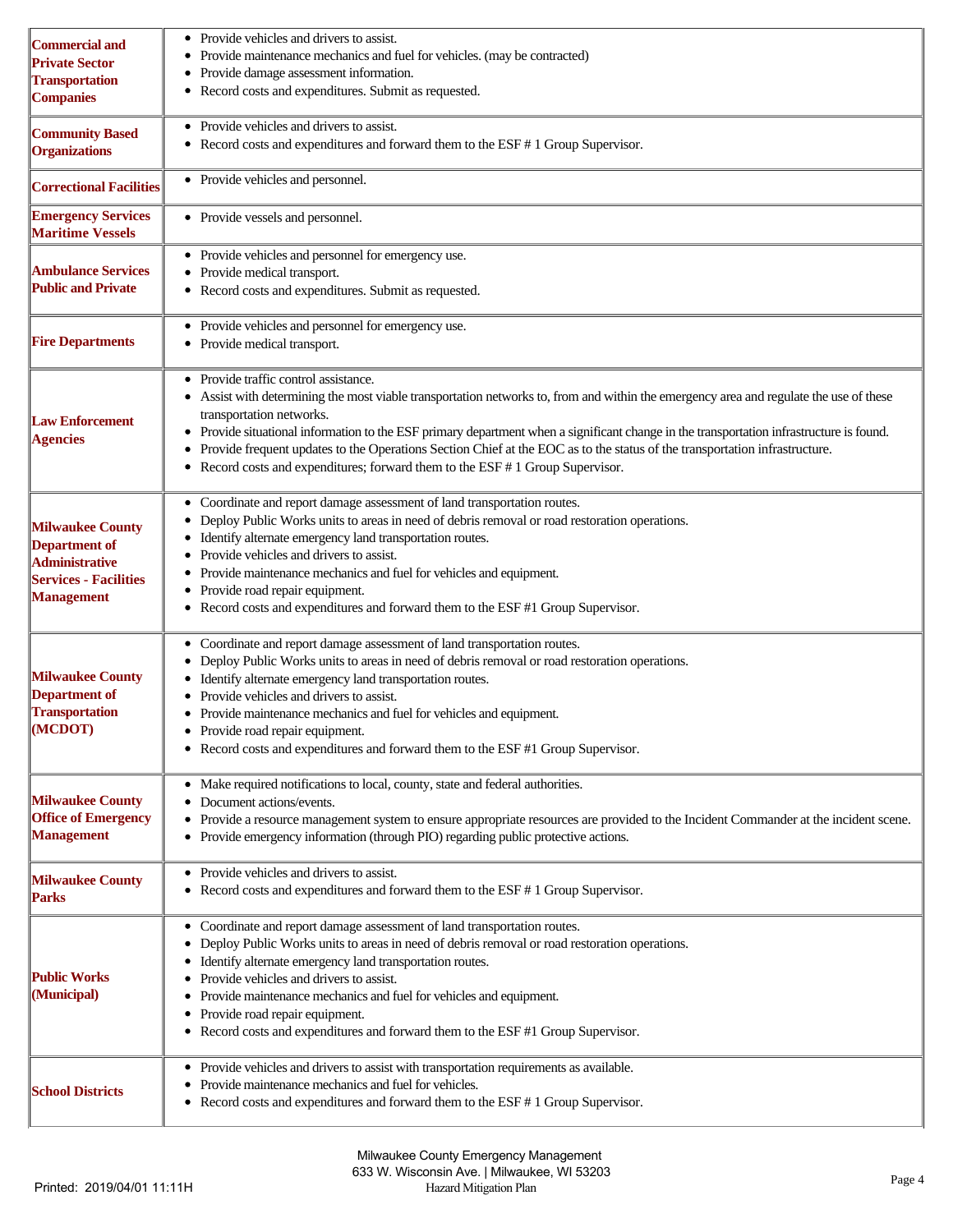| | |
|---|---|
| **Commercial and Private Sector Transportation Companies** | • Provide vehicles and drivers to assist.<br>• Provide maintenance mechanics and fuel for vehicles. (may be contracted)<br>• Provide damage assessment information.<br>• Record costs and expenditures. Submit as requested. |
| **Community Based Organizations** | • Provide vehicles and drivers to assist.<br>• Record costs and expenditures and forward them to the ESF # 1 Group Supervisor. |
| **Correctional Facilities** | • Provide vehicles and personnel. |
| **Emergency Services Maritime Vessels** | • Provide vessels and personnel. |
| **Ambulance Services Public and Private** | • Provide vehicles and personnel for emergency use.<br>• Provide medical transport.<br>• Record costs and expenditures. Submit as requested. |
| **Fire Departments** | • Provide vehicles and personnel for emergency use.<br>• Provide medical transport. |
| **Law Enforcement Agencies** | • Provide traffic control assistance.<br>• Assist with determining the most viable transportation networks to, from and within the emergency area and regulate the use of these transportation networks.<br>• Provide situational information to the ESF primary department when a significant change in the transportation infrastructure is found.<br>• Provide frequent updates to the Operations Section Chief at the EOC as to the status of the transportation infrastructure.<br>• Record costs and expenditures; forward them to the ESF # 1 Group Supervisor. |
| **Milwaukee County Department of Administrative Services - Facilities Management** | • Coordinate and report damage assessment of land transportation routes.<br>• Deploy Public Works units to areas in need of debris removal or road restoration operations.<br>• Identify alternate emergency land transportation routes.<br>• Provide vehicles and drivers to assist.<br>• Provide maintenance mechanics and fuel for vehicles and equipment.<br>• Provide road repair equipment.<br>• Record costs and expenditures and forward them to the ESF #1 Group Supervisor. |
| **Milwaukee County Department of Transportation (MCDOT)** | • Coordinate and report damage assessment of land transportation routes.<br>• Deploy Public Works units to areas in need of debris removal or road restoration operations.<br>• Identify alternate emergency land transportation routes.<br>• Provide vehicles and drivers to assist.<br>• Provide maintenance mechanics and fuel for vehicles and equipment.<br>• Provide road repair equipment.<br>• Record costs and expenditures and forward them to the ESF #1 Group Supervisor. |
| **Milwaukee County Office of Emergency Management** | • Make required notifications to local, county, state and federal authorities.<br>• Document actions/events.<br>• Provide a resource management system to ensure appropriate resources are provided to the Incident Commander at the incident scene.<br>• Provide emergency information (through PIO) regarding public protective actions. |
| **Milwaukee County Parks** | • Provide vehicles and drivers to assist.<br>• Record costs and expenditures and forward them to the ESF # 1 Group Supervisor. |
| **Public Works (Municipal)** | • Coordinate and report damage assessment of land transportation routes.<br>• Deploy Public Works units to areas in need of debris removal or road restoration operations.<br>• Identify alternate emergency land transportation routes.<br>• Provide vehicles and drivers to assist.<br>• Provide maintenance mechanics and fuel for vehicles and equipment.<br>• Provide road repair equipment.<br>• Record costs and expenditures and forward them to the ESF #1 Group Supervisor. |
| **School Districts** | • Provide vehicles and drivers to assist with transportation requirements as available.<br>• Provide maintenance mechanics and fuel for vehicles.<br>• Record costs and expenditures and forward them to the ESF # 1 Group Supervisor. |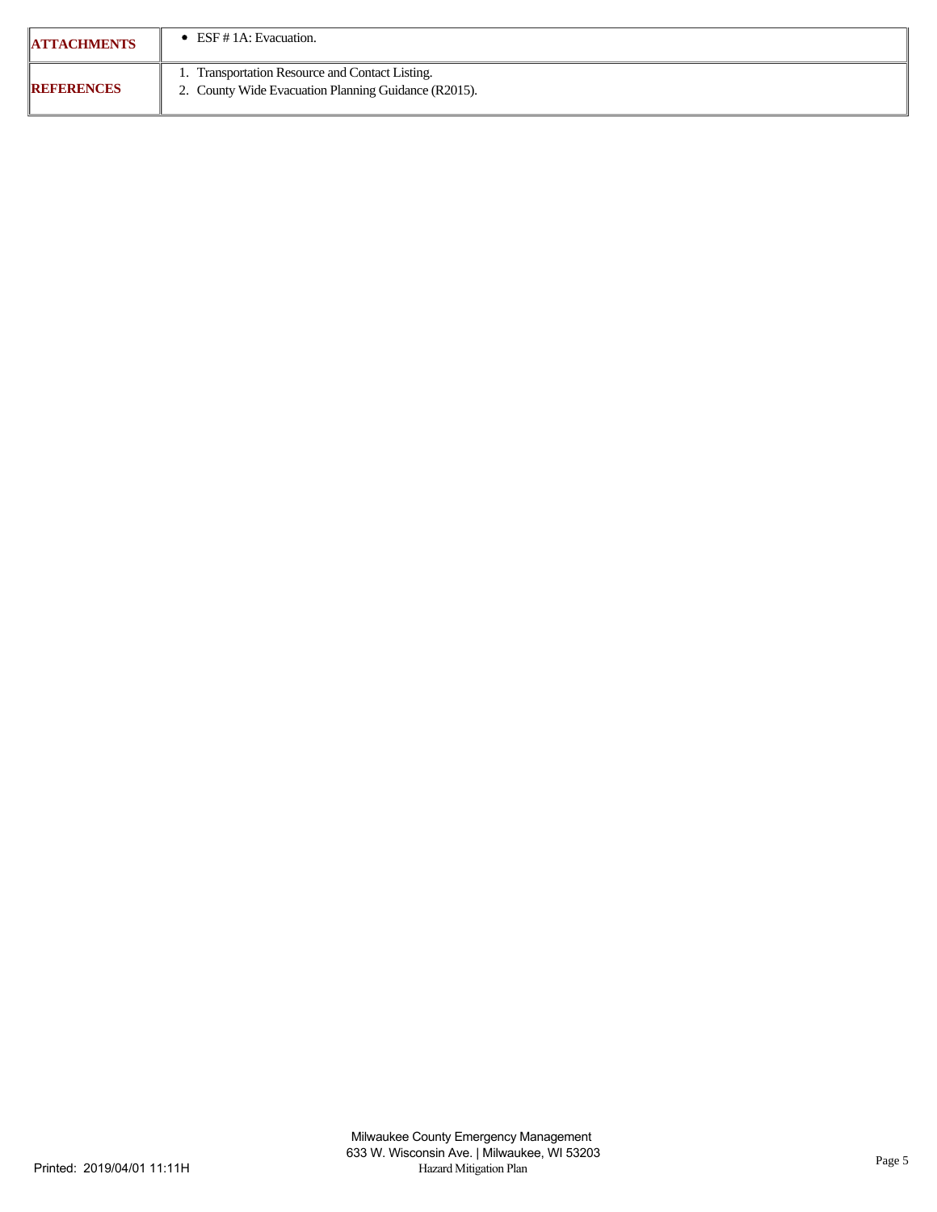| | |
|---|---|
| **ATTACHMENTS** | • ESF # 1A: Evacuation. |
| **REFERENCES** | 1. Transportation Resource and Contact Listing.<br>2. County Wide Evacuation Planning Guidance (R2015). |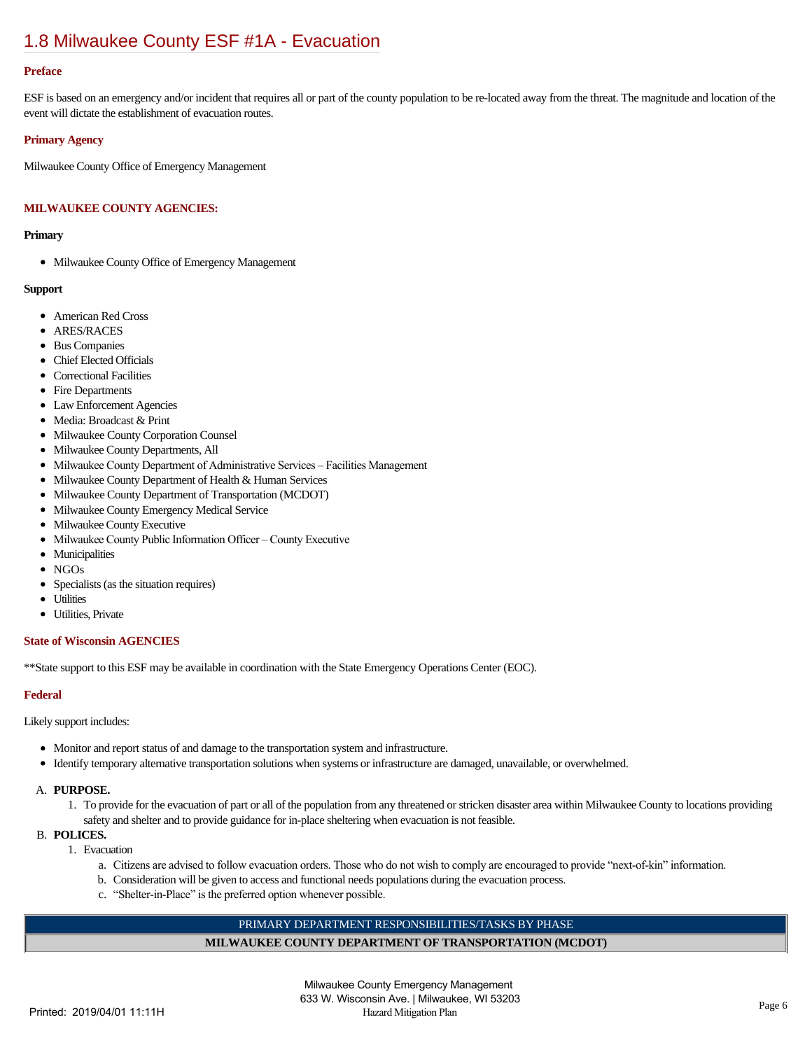# 1.8 Milwaukee County ESF #1A - Evacuation

### Preface

ESF is based on an emergency and/or incident that requires all or part of the county population to be re-located away from the threat. The magnitude and location of the event will dictate the establishment of evacuation routes.

### Primary Agency

Milwaukee County Office of Emergency Management

### MILWAUKEE COUNTY AGENCIES:

**Primary**

- Milwaukee County Office of Emergency Management

**Support**

- American Red Cross
- ARES/RACES
- Bus Companies
- Chief Elected Officials
- Correctional Facilities
- Fire Departments
- Law Enforcement Agencies
- Media: Broadcast & Print
- Milwaukee County Corporation Counsel
- Milwaukee County Departments, All
- Milwaukee County Department of Administrative Services – Facilities Management
- Milwaukee County Department of Health & Human Services
- Milwaukee County Department of Transportation (MCDOT)
- Milwaukee County Emergency Medical Service
- Milwaukee County Executive
- Milwaukee County Public Information Officer – County Executive
- Municipalities
- NGOs
- Specialists (as the situation requires)
- Utilities
- Utilities, Private

### State of Wisconsin AGENCIES

**State support to this ESF may be available in coordination with the State Emergency Operations Center (EOC).

### Federal

Likely support includes:

- Monitor and report status of and damage to the transportation system and infrastructure.
- Identify temporary alternative transportation solutions when systems or infrastructure are damaged, unavailable, or overwhelmed.

A. **PURPOSE.**
   1. To provide for the evacuation of part or all of the population from any threatened or stricken disaster area within Milwaukee County to locations providing safety and shelter and to provide guidance for in-place sheltering when evacuation is not feasible.

B. **POLICES.**
   1. Evacuation
      a. Citizens are advised to follow evacuation orders. Those who do not wish to comply are encouraged to provide "next-of-kin" information.
      b. Consideration will be given to access and functional needs populations during the evacuation process.
      c. "Shelter-in-Place" is the preferred option whenever possible.

| PRIMARY DEPARTMENT RESPONSIBILITIES/TASKS BY PHASE |
|---|
| **MILWAUKEE COUNTY DEPARTMENT OF TRANSPORTATION (MCDOT)** |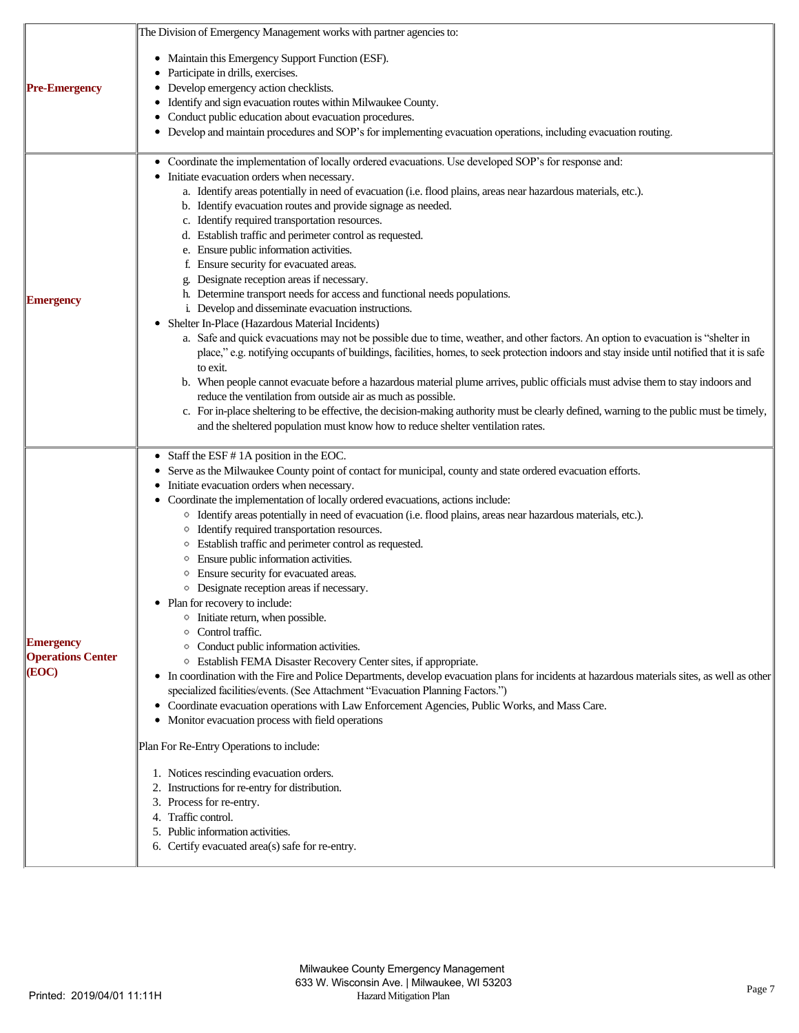| | |
|---|---|
| **Pre-Emergency** | The Division of Emergency Management works with partner agencies to:<br><br>• Maintain this Emergency Support Function (ESF).<br>• Participate in drills, exercises.<br>• Develop emergency action checklists.<br>• Identify and sign evacuation routes within Milwaukee County.<br>• Conduct public education about evacuation procedures.<br>• Develop and maintain procedures and SOP's for implementing evacuation operations, including evacuation routing. |
| **Emergency** | • Coordinate the implementation of locally ordered evacuations. Use developed SOP's for response and:<br>• Initiate evacuation orders when necessary.<br>&nbsp;&nbsp;&nbsp;&nbsp;a. Identify areas potentially in need of evacuation (i.e. flood plains, areas near hazardous materials, etc.).<br>&nbsp;&nbsp;&nbsp;&nbsp;b. Identify evacuation routes and provide signage as needed.<br>&nbsp;&nbsp;&nbsp;&nbsp;c. Identify required transportation resources.<br>&nbsp;&nbsp;&nbsp;&nbsp;d. Establish traffic and perimeter control as requested.<br>&nbsp;&nbsp;&nbsp;&nbsp;e. Ensure public information activities.<br>&nbsp;&nbsp;&nbsp;&nbsp;f. Ensure security for evacuated areas.<br>&nbsp;&nbsp;&nbsp;&nbsp;g. Designate reception areas if necessary.<br>&nbsp;&nbsp;&nbsp;&nbsp;h. Determine transport needs for access and functional needs populations.<br>&nbsp;&nbsp;&nbsp;&nbsp;i. Develop and disseminate evacuation instructions.<br>• Shelter In-Place (Hazardous Material Incidents)<br>&nbsp;&nbsp;&nbsp;&nbsp;a. Safe and quick evacuations may not be possible due to time, weather, and other factors. An option to evacuation is "shelter in place," e.g. notifying occupants of buildings, facilities, homes, to seek protection indoors and stay inside until notified that it is safe to exit.<br>&nbsp;&nbsp;&nbsp;&nbsp;b. When people cannot evacuate before a hazardous material plume arrives, public officials must advise them to stay indoors and reduce the ventilation from outside air as much as possible.<br>&nbsp;&nbsp;&nbsp;&nbsp;c. For in-place sheltering to be effective, the decision-making authority must be clearly defined, warning to the public must be timely, and the sheltered population must know how to reduce shelter ventilation rates. |
| **Emergency Operations Center (EOC)** | • Staff the ESF # 1A position in the EOC.<br>• Serve as the Milwaukee County point of contact for municipal, county and state ordered evacuation efforts.<br>• Initiate evacuation orders when necessary.<br>• Coordinate the implementation of locally ordered evacuations, actions include:<br>&nbsp;&nbsp;&nbsp;&nbsp;◦ Identify areas potentially in need of evacuation (i.e. flood plains, areas near hazardous materials, etc.).<br>&nbsp;&nbsp;&nbsp;&nbsp;◦ Identify required transportation resources.<br>&nbsp;&nbsp;&nbsp;&nbsp;◦ Establish traffic and perimeter control as requested.<br>&nbsp;&nbsp;&nbsp;&nbsp;◦ Ensure public information activities.<br>&nbsp;&nbsp;&nbsp;&nbsp;◦ Ensure security for evacuated areas.<br>&nbsp;&nbsp;&nbsp;&nbsp;◦ Designate reception areas if necessary.<br>• Plan for recovery to include:<br>&nbsp;&nbsp;&nbsp;&nbsp;◦ Initiate return, when possible.<br>&nbsp;&nbsp;&nbsp;&nbsp;◦ Control traffic.<br>&nbsp;&nbsp;&nbsp;&nbsp;◦ Conduct public information activities.<br>&nbsp;&nbsp;&nbsp;&nbsp;◦ Establish FEMA Disaster Recovery Center sites, if appropriate.<br>• In coordination with the Fire and Police Departments, develop evacuation plans for incidents at hazardous materials sites, as well as other specialized facilities/events. (See Attachment "Evacuation Planning Factors.")<br>• Coordinate evacuation operations with Law Enforcement Agencies, Public Works, and Mass Care.<br>• Monitor evacuation process with field operations<br><br>Plan For Re-Entry Operations to include:<br><br>1. Notices rescinding evacuation orders.<br>2. Instructions for re-entry for distribution.<br>3. Process for re-entry.<br>4. Traffic control.<br>5. Public information activities.<br>6. Certify evacuated area(s) safe for re-entry. |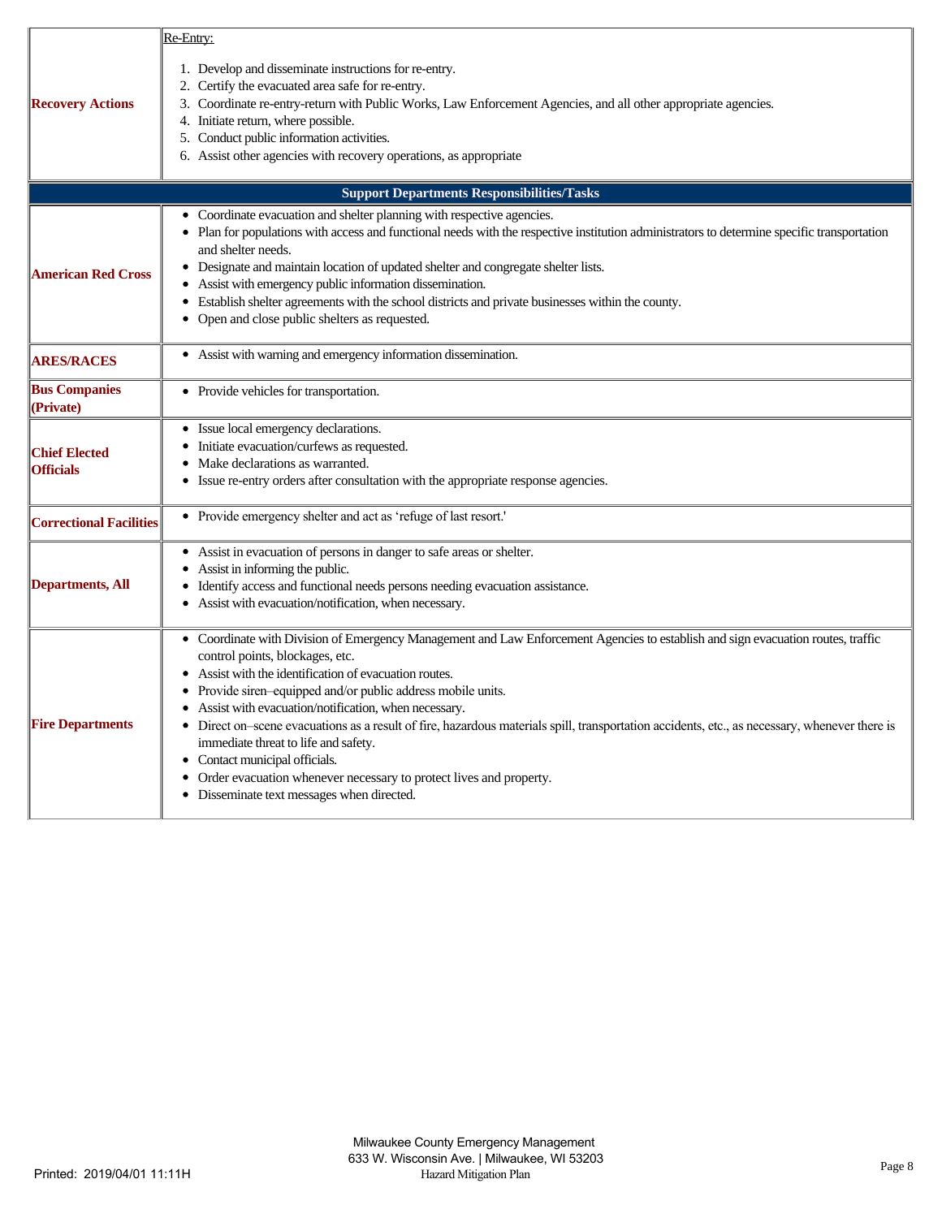| | |
|---|---|
| **Recovery Actions** | Re-Entry:<br><br>1. Develop and disseminate instructions for re-entry.<br>2. Certify the evacuated area safe for re-entry.<br>3. Coordinate re-entry-return with Public Works, Law Enforcement Agencies, and all other appropriate agencies.<br>4. Initiate return, where possible.<br>5. Conduct public information activities.<br>6. Assist other agencies with recovery operations, as appropriate |

| Support Departments Responsibilities/Tasks | |
|---|---|
| **American Red Cross** | • Coordinate evacuation and shelter planning with respective agencies.<br>• Plan for populations with access and functional needs with the respective institution administrators to determine specific transportation and shelter needs.<br>• Designate and maintain location of updated shelter and congregate shelter lists.<br>• Assist with emergency public information dissemination.<br>• Establish shelter agreements with the school districts and private businesses within the county.<br>• Open and close public shelters as requested. |
| **ARES/RACES** | • Assist with warning and emergency information dissemination. |
| **Bus Companies (Private)** | • Provide vehicles for transportation. |
| **Chief Elected Officials** | • Issue local emergency declarations.<br>• Initiate evacuation/curfews as requested.<br>• Make declarations as warranted.<br>• Issue re-entry orders after consultation with the appropriate response agencies. |
| **Correctional Facilities** | • Provide emergency shelter and act as 'refuge of last resort.' |
| **Departments, All** | • Assist in evacuation of persons in danger to safe areas or shelter.<br>• Assist in informing the public.<br>• Identify access and functional needs persons needing evacuation assistance.<br>• Assist with evacuation/notification, when necessary. |
| **Fire Departments** | • Coordinate with Division of Emergency Management and Law Enforcement Agencies to establish and sign evacuation routes, traffic control points, blockages, etc.<br>• Assist with the identification of evacuation routes.<br>• Provide siren–equipped and/or public address mobile units.<br>• Assist with evacuation/notification, when necessary.<br>• Direct on–scene evacuations as a result of fire, hazardous materials spill, transportation accidents, etc., as necessary, whenever there is immediate threat to life and safety.<br>• Contact municipal officials.<br>• Order evacuation whenever necessary to protect lives and property.<br>• Disseminate text messages when directed. |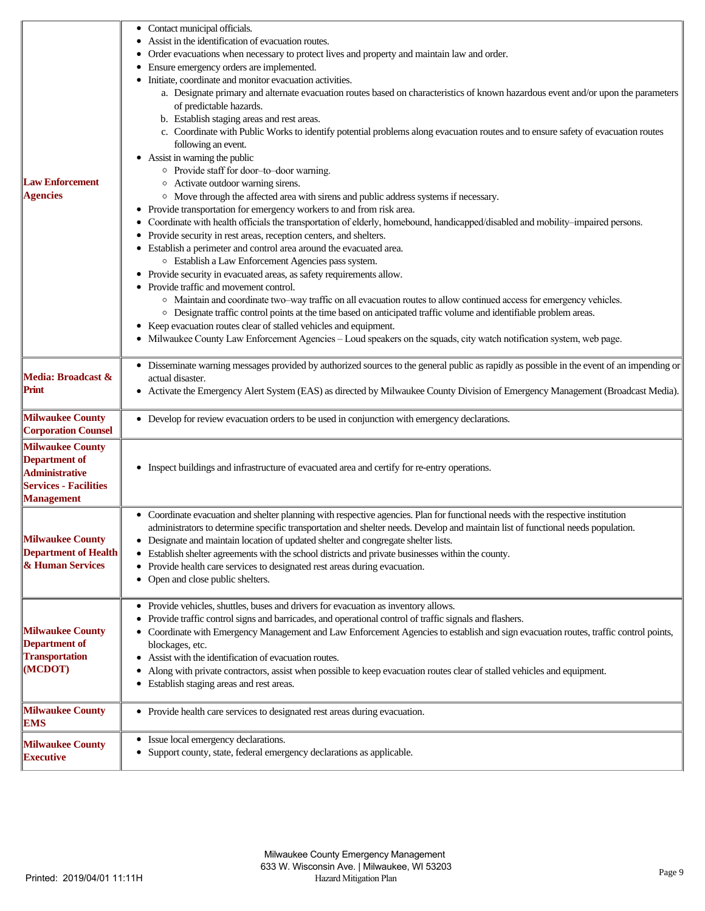| | |
|---|---|
| **Law Enforcement Agencies** | • Contact municipal officials.<br>• Assist in the identification of evacuation routes.<br>• Order evacuations when necessary to protect lives and property and maintain law and order.<br>• Ensure emergency orders are implemented.<br>• Initiate, coordinate and monitor evacuation activities.<br>  a. Designate primary and alternate evacuation routes based on characteristics of known hazardous event and/or upon the parameters of predictable hazards.<br>  b. Establish staging areas and rest areas.<br>  c. Coordinate with Public Works to identify potential problems along evacuation routes and to ensure safety of evacuation routes following an event.<br>• Assist in warning the public<br>  ◦ Provide staff for door–to–door warning.<br>  ◦ Activate outdoor warning sirens.<br>  ◦ Move through the affected area with sirens and public address systems if necessary.<br>• Provide transportation for emergency workers to and from risk area.<br>• Coordinate with health officials the transportation of elderly, homebound, handicapped/disabled and mobility–impaired persons.<br>• Provide security in rest areas, reception centers, and shelters.<br>• Establish a perimeter and control area around the evacuated area.<br>  ◦ Establish a Law Enforcement Agencies pass system.<br>• Provide security in evacuated areas, as safety requirements allow.<br>• Provide traffic and movement control.<br>  ◦ Maintain and coordinate two–way traffic on all evacuation routes to allow continued access for emergency vehicles.<br>  ◦ Designate traffic control points at the time based on anticipated traffic volume and identifiable problem areas.<br>• Keep evacuation routes clear of stalled vehicles and equipment.<br>• Milwaukee County Law Enforcement Agencies – Loud speakers on the squads, city watch notification system, web page. |
| **Media: Broadcast & Print** | • Disseminate warning messages provided by authorized sources to the general public as rapidly as possible in the event of an impending or actual disaster.<br>• Activate the Emergency Alert System (EAS) as directed by Milwaukee County Division of Emergency Management (Broadcast Media). |
| **Milwaukee County Corporation Counsel** | • Develop for review evacuation orders to be used in conjunction with emergency declarations. |
| **Milwaukee County Department of Administrative Services - Facilities Management** | • Inspect buildings and infrastructure of evacuated area and certify for re-entry operations. |
| **Milwaukee County Department of Health & Human Services** | • Coordinate evacuation and shelter planning with respective agencies. Plan for functional needs with the respective institution administrators to determine specific transportation and shelter needs. Develop and maintain list of functional needs population.<br>• Designate and maintain location of updated shelter and congregate shelter lists.<br>• Establish shelter agreements with the school districts and private businesses within the county.<br>• Provide health care services to designated rest areas during evacuation.<br>• Open and close public shelters. |
| **Milwaukee County Department of Transportation (MCDOT)** | • Provide vehicles, shuttles, buses and drivers for evacuation as inventory allows.<br>• Provide traffic control signs and barricades, and operational control of traffic signals and flashers.<br>• Coordinate with Emergency Management and Law Enforcement Agencies to establish and sign evacuation routes, traffic control points, blockages, etc.<br>• Assist with the identification of evacuation routes.<br>• Along with private contractors, assist when possible to keep evacuation routes clear of stalled vehicles and equipment.<br>• Establish staging areas and rest areas. |
| **Milwaukee County EMS** | • Provide health care services to designated rest areas during evacuation. |
| **Milwaukee County Executive** | • Issue local emergency declarations.<br>• Support county, state, federal emergency declarations as applicable. |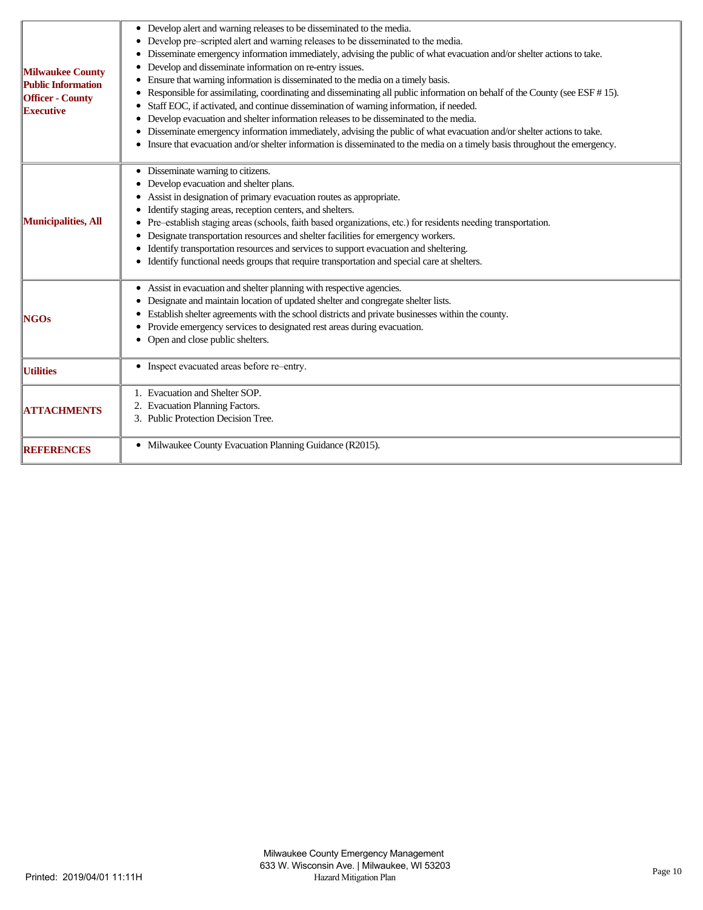| | |
|---|---|
| **Milwaukee County Public Information Officer - County Executive** | • Develop alert and warning releases to be disseminated to the media.<br>• Develop pre–scripted alert and warning releases to be disseminated to the media.<br>• Disseminate emergency information immediately, advising the public of what evacuation and/or shelter actions to take.<br>• Develop and disseminate information on re-entry issues.<br>• Ensure that warning information is disseminated to the media on a timely basis.<br>• Responsible for assimilating, coordinating and disseminating all public information on behalf of the County (see ESF # 15).<br>• Staff EOC, if activated, and continue dissemination of warning information, if needed.<br>• Develop evacuation and shelter information releases to be disseminated to the media.<br>• Disseminate emergency information immediately, advising the public of what evacuation and/or shelter actions to take.<br>• Insure that evacuation and/or shelter information is disseminated to the media on a timely basis throughout the emergency. |
| **Municipalities, All** | • Disseminate warning to citizens.<br>• Develop evacuation and shelter plans.<br>• Assist in designation of primary evacuation routes as appropriate.<br>• Identify staging areas, reception centers, and shelters.<br>• Pre–establish staging areas (schools, faith based organizations, etc.) for residents needing transportation.<br>• Designate transportation resources and shelter facilities for emergency workers.<br>• Identify transportation resources and services to support evacuation and sheltering.<br>• Identify functional needs groups that require transportation and special care at shelters. |
| **NGOs** | • Assist in evacuation and shelter planning with respective agencies.<br>• Designate and maintain location of updated shelter and congregate shelter lists.<br>• Establish shelter agreements with the school districts and private businesses within the county.<br>• Provide emergency services to designated rest areas during evacuation.<br>• Open and close public shelters. |
| **Utilities** | • Inspect evacuated areas before re–entry. |
| **ATTACHMENTS** | 1. Evacuation and Shelter SOP.<br>2. Evacuation Planning Factors.<br>3. Public Protection Decision Tree. |
| **REFERENCES** | • Milwaukee County Evacuation Planning Guidance (R2015). |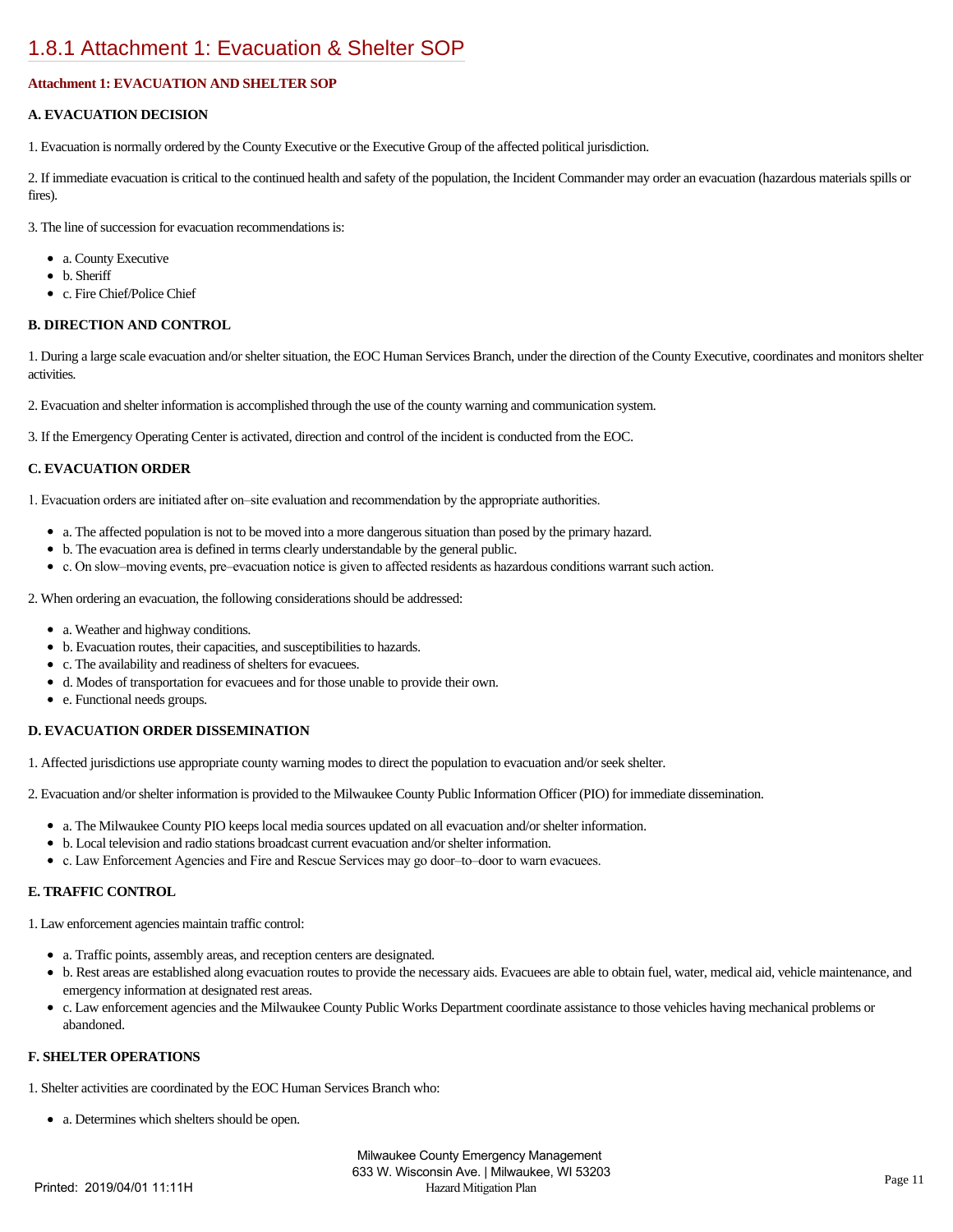# 1.8.1 Attachment 1: Evacuation & Shelter SOP

**Attachment 1: EVACUATION AND SHELTER SOP**

**A. EVACUATION DECISION**

1. Evacuation is normally ordered by the County Executive or the Executive Group of the affected political jurisdiction.

2. If immediate evacuation is critical to the continued health and safety of the population, the Incident Commander may order an evacuation (hazardous materials spills or fires).

3. The line of succession for evacuation recommendations is:

- a. County Executive
- b. Sheriff
- c. Fire Chief/Police Chief

**B. DIRECTION AND CONTROL**

1. During a large scale evacuation and/or shelter situation, the EOC Human Services Branch, under the direction of the County Executive, coordinates and monitors shelter activities.

2. Evacuation and shelter information is accomplished through the use of the county warning and communication system.

3. If the Emergency Operating Center is activated, direction and control of the incident is conducted from the EOC.

**C. EVACUATION ORDER**

1. Evacuation orders are initiated after on–site evaluation and recommendation by the appropriate authorities.

- a. The affected population is not to be moved into a more dangerous situation than posed by the primary hazard.
- b. The evacuation area is defined in terms clearly understandable by the general public.
- c. On slow–moving events, pre–evacuation notice is given to affected residents as hazardous conditions warrant such action.

2. When ordering an evacuation, the following considerations should be addressed:

- a. Weather and highway conditions.
- b. Evacuation routes, their capacities, and susceptibilities to hazards.
- c. The availability and readiness of shelters for evacuees.
- d. Modes of transportation for evacuees and for those unable to provide their own.
- e. Functional needs groups.

**D. EVACUATION ORDER DISSEMINATION**

1. Affected jurisdictions use appropriate county warning modes to direct the population to evacuation and/or seek shelter.

2. Evacuation and/or shelter information is provided to the Milwaukee County Public Information Officer (PIO) for immediate dissemination.

- a. The Milwaukee County PIO keeps local media sources updated on all evacuation and/or shelter information.
- b. Local television and radio stations broadcast current evacuation and/or shelter information.
- c. Law Enforcement Agencies and Fire and Rescue Services may go door–to–door to warn evacuees.

**E. TRAFFIC CONTROL**

1. Law enforcement agencies maintain traffic control:

- a. Traffic points, assembly areas, and reception centers are designated.
- b. Rest areas are established along evacuation routes to provide the necessary aids. Evacuees are able to obtain fuel, water, medical aid, vehicle maintenance, and emergency information at designated rest areas.
- c. Law enforcement agencies and the Milwaukee County Public Works Department coordinate assistance to those vehicles having mechanical problems or abandoned.

**F. SHELTER OPERATIONS**

1. Shelter activities are coordinated by the EOC Human Services Branch who:

- a. Determines which shelters should be open.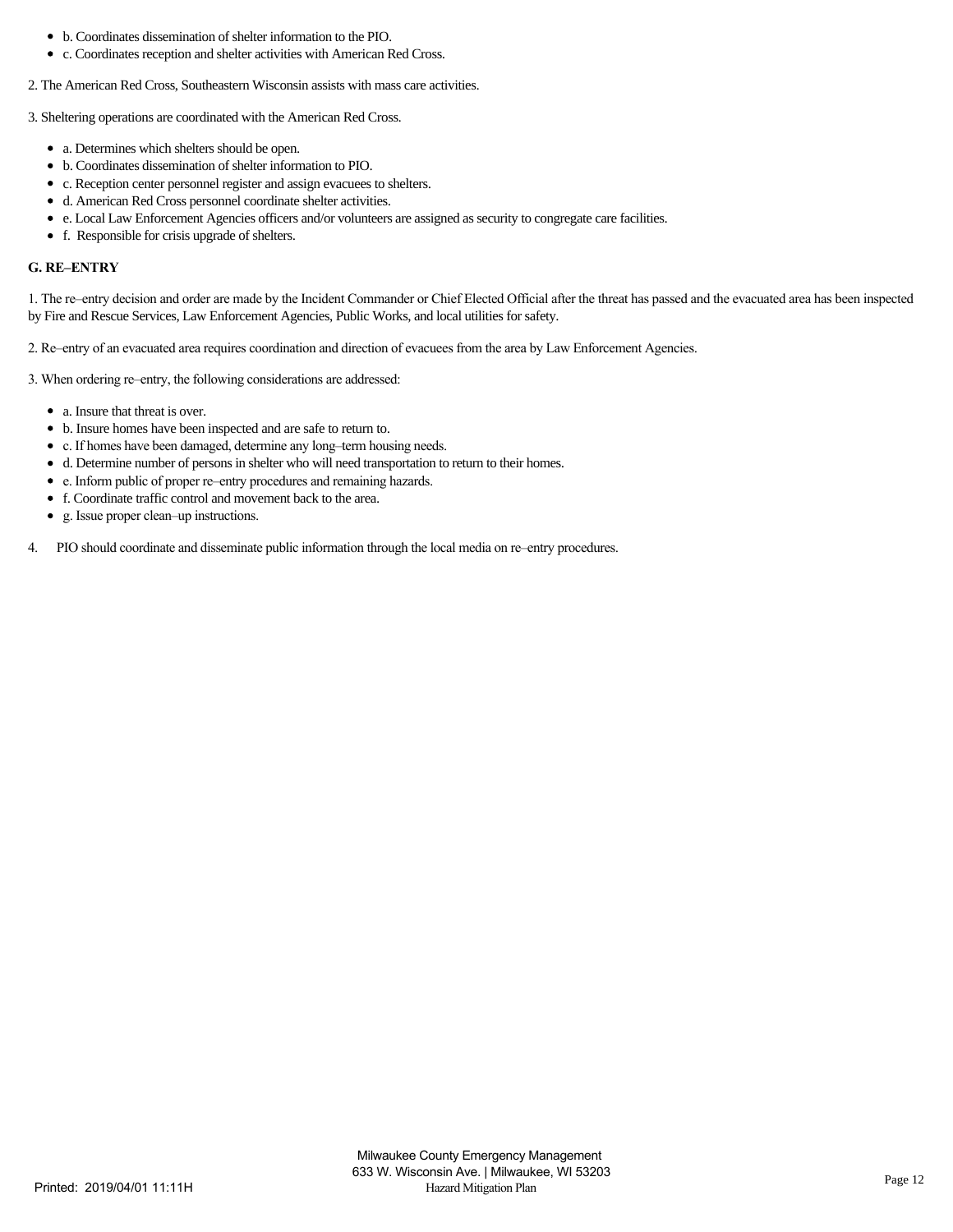- b. Coordinates dissemination of shelter information to the PIO.
- c. Coordinates reception and shelter activities with American Red Cross.

2. The American Red Cross, Southeastern Wisconsin assists with mass care activities.

3. Sheltering operations are coordinated with the American Red Cross.

- a. Determines which shelters should be open.
- b. Coordinates dissemination of shelter information to PIO.
- c. Reception center personnel register and assign evacuees to shelters.
- d. American Red Cross personnel coordinate shelter activities.
- e. Local Law Enforcement Agencies officers and/or volunteers are assigned as security to congregate care facilities.
- f. Responsible for crisis upgrade of shelters.

**G. RE–ENTRY**

1. The re–entry decision and order are made by the Incident Commander or Chief Elected Official after the threat has passed and the evacuated area has been inspected by Fire and Rescue Services, Law Enforcement Agencies, Public Works, and local utilities for safety.

2. Re–entry of an evacuated area requires coordination and direction of evacuees from the area by Law Enforcement Agencies.

3. When ordering re–entry, the following considerations are addressed:

- a. Insure that threat is over.
- b. Insure homes have been inspected and are safe to return to.
- c. If homes have been damaged, determine any long–term housing needs.
- d. Determine number of persons in shelter who will need transportation to return to their homes.
- e. Inform public of proper re–entry procedures and remaining hazards.
- f. Coordinate traffic control and movement back to the area.
- g. Issue proper clean–up instructions.

4. PIO should coordinate and disseminate public information through the local media on re–entry procedures.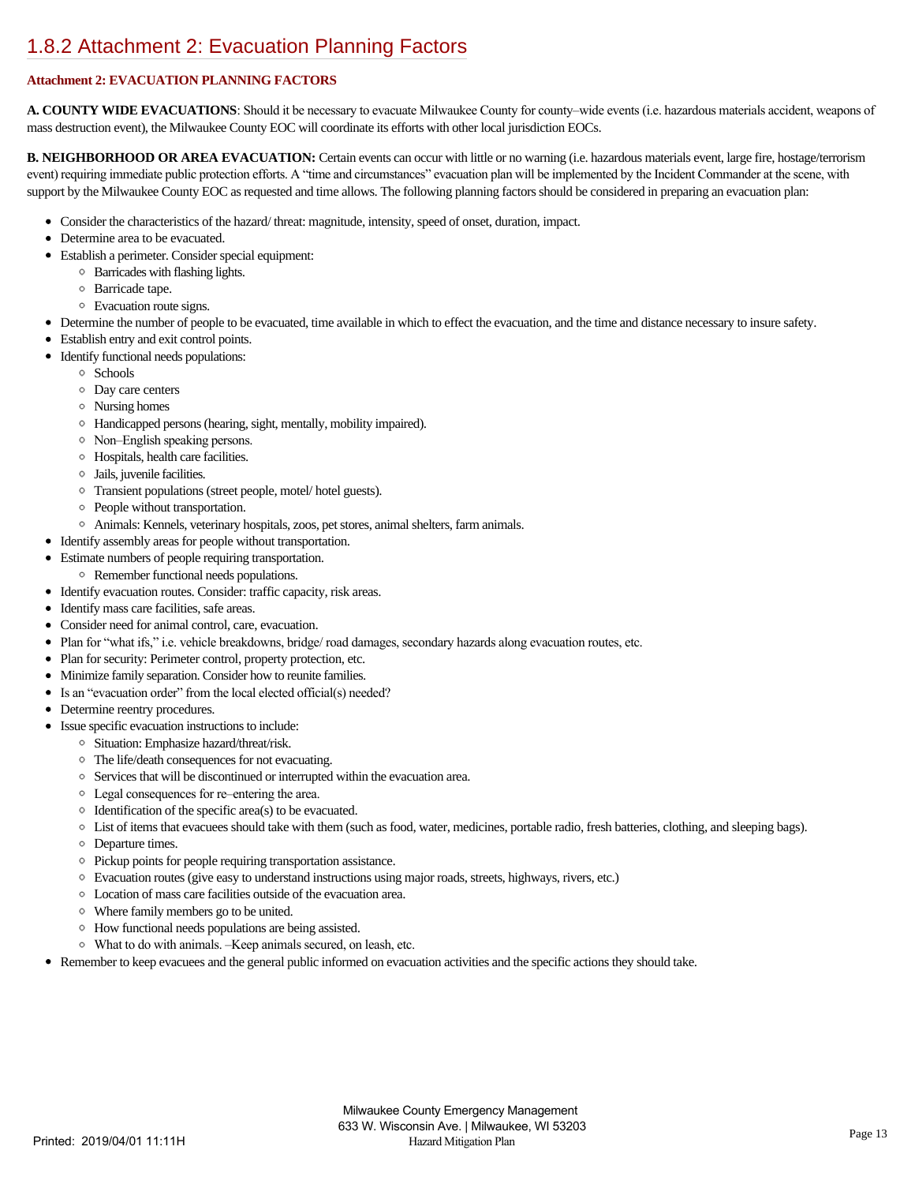## 1.8.2 Attachment 2: Evacuation Planning Factors

**Attachment 2: EVACUATION PLANNING FACTORS**

**A. COUNTY WIDE EVACUATIONS**: Should it be necessary to evacuate Milwaukee County for county–wide events (i.e. hazardous materials accident, weapons of mass destruction event), the Milwaukee County EOC will coordinate its efforts with other local jurisdiction EOCs.

**B. NEIGHBORHOOD OR AREA EVACUATION:** Certain events can occur with little or no warning (i.e. hazardous materials event, large fire, hostage/terrorism event) requiring immediate public protection efforts. A "time and circumstances" evacuation plan will be implemented by the Incident Commander at the scene, with support by the Milwaukee County EOC as requested and time allows. The following planning factors should be considered in preparing an evacuation plan:

- Consider the characteristics of the hazard/ threat: magnitude, intensity, speed of onset, duration, impact.
- Determine area to be evacuated.
- Establish a perimeter. Consider special equipment:
  - Barricades with flashing lights.
  - Barricade tape.
  - Evacuation route signs.
- Determine the number of people to be evacuated, time available in which to effect the evacuation, and the time and distance necessary to insure safety.
- Establish entry and exit control points.
- Identify functional needs populations:
  - Schools
  - Day care centers
  - Nursing homes
  - Handicapped persons (hearing, sight, mentally, mobility impaired).
  - Non–English speaking persons.
  - Hospitals, health care facilities.
  - Jails, juvenile facilities.
  - Transient populations (street people, motel/ hotel guests).
  - People without transportation.
  - Animals: Kennels, veterinary hospitals, zoos, pet stores, animal shelters, farm animals.
- Identify assembly areas for people without transportation.
- Estimate numbers of people requiring transportation.
  - Remember functional needs populations.
- Identify evacuation routes. Consider: traffic capacity, risk areas.
- Identify mass care facilities, safe areas.
- Consider need for animal control, care, evacuation.
- Plan for "what ifs," i.e. vehicle breakdowns, bridge/ road damages, secondary hazards along evacuation routes, etc.
- Plan for security: Perimeter control, property protection, etc.
- Minimize family separation. Consider how to reunite families.
- Is an "evacuation order" from the local elected official(s) needed?
- Determine reentry procedures.
- Issue specific evacuation instructions to include:
  - Situation: Emphasize hazard/threat/risk.
  - The life/death consequences for not evacuating.
  - Services that will be discontinued or interrupted within the evacuation area.
  - Legal consequences for re–entering the area.
  - Identification of the specific area(s) to be evacuated.
  - List of items that evacuees should take with them (such as food, water, medicines, portable radio, fresh batteries, clothing, and sleeping bags).
  - Departure times.
  - Pickup points for people requiring transportation assistance.
  - Evacuation routes (give easy to understand instructions using major roads, streets, highways, rivers, etc.)
  - Location of mass care facilities outside of the evacuation area.
  - Where family members go to be united.
  - How functional needs populations are being assisted.
  - What to do with animals. –Keep animals secured, on leash, etc.
- Remember to keep evacuees and the general public informed on evacuation activities and the specific actions they should take.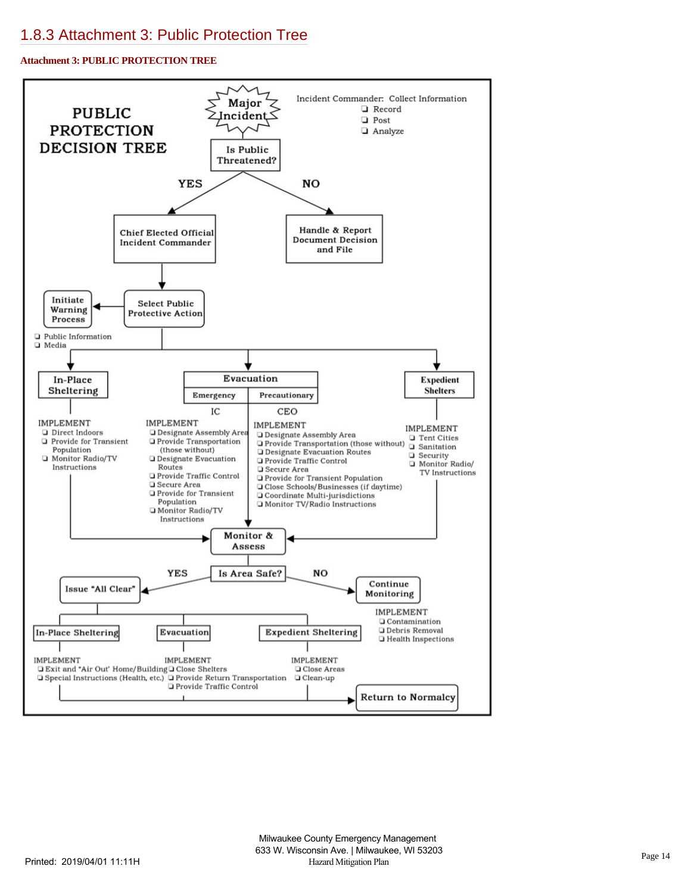## 1.8.3 Attachment 3: Public Protection Tree

**Attachment 3: PUBLIC PROTECTION TREE**

PUBLIC PROTECTION DECISION TREE

Major Incident

Incident Commander: Collect Information
- Record
- Post
- Analyze

Is Public Threatened?

YES

NO

Chief Elected Official
Incident Commander

Handle & Report
Document Decision
and File

Select Public Protective Action

Initiate Warning Process
- Public Information
- Media

In-Place Sheltering

IMPLEMENT
- Direct Indoors
- Provide for Transient Population
- Monitor Radio/TV Instructions

Evacuation

Emergency — IC

IMPLEMENT
- Designate Assembly Area
- Provide Transportation (those without)
- Designate Evacuation Routes
- Provide Traffic Control
- Secure Area
- Provide for Transient Population
- Monitor Radio/TV Instructions

Precautionary — CEO

IMPLEMENT
- Designate Assembly Area
- Provide Transportation (those without)
- Designate Evacuation Routes
- Provide Traffic Control
- Secure Area
- Provide for Transient Population
- Close Schools/Businesses (if daytime)
- Coordinate Multi-jurisdictions
- Monitor TV/Radio Instructions

Expedient Shelters

IMPLEMENT
- Tent Cities
- Sanitation
- Security
- Monitor Radio/ TV Instructions

Monitor & Assess

Is Area Safe?

YES

NO

Issue "All Clear"

Continue Monitoring

IMPLEMENT
- Contamination
- Debris Removal
- Health Inspections

In-Place Sheltering

IMPLEMENT
- Exit and "Air Out" Home/Building
- Special Instructions (Health, etc.)

Evacuation

IMPLEMENT
- Close Shelters
- Provide Return Transportation
- Provide Traffic Control

Expedient Sheltering

IMPLEMENT
- Close Areas
- Clean-up

Return to Normalcy